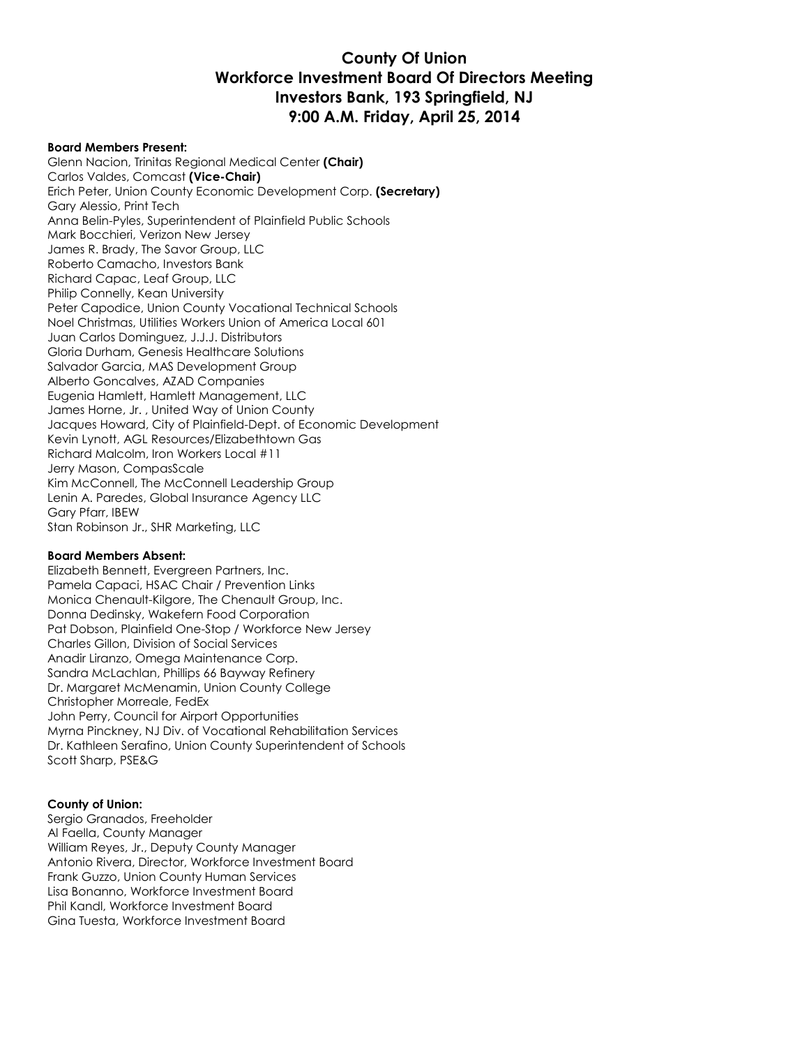# County Of Union
# Workforce Investment Board Of Directors Meeting
# Investors Bank, 193 Springfield, NJ
# 9:00 A.M. Friday, April 25, 2014

**Board Members Present:**

Glenn Nacion, Trinitas Regional Medical Center **(Chair)**
Carlos Valdes, Comcast **(Vice-Chair)**
Erich Peter, Union County Economic Development Corp. **(Secretary)**
Gary Alessio, Print Tech
Anna Belin-Pyles, Superintendent of Plainfield Public Schools
Mark Bocchieri, Verizon New Jersey
James R. Brady, The Savor Group, LLC
Roberto Camacho, Investors Bank
Richard Capac, Leaf Group, LLC
Philip Connelly, Kean University
Peter Capodice, Union County Vocational Technical Schools
Noel Christmas, Utilities Workers Union of America Local 601
Juan Carlos Dominguez, J.J.J. Distributors
Gloria Durham, Genesis Healthcare Solutions
Salvador Garcia, MAS Development Group
Alberto Goncalves, AZAD Companies
Eugenia Hamlett, Hamlett Management, LLC
James Horne, Jr. , United Way of Union County
Jacques Howard, City of Plainfield-Dept. of Economic Development
Kevin Lynott, AGL Resources/Elizabethtown Gas
Richard Malcolm, Iron Workers Local #11
Jerry Mason, CompasScale
Kim McConnell, The McConnell Leadership Group
Lenin A. Paredes, Global Insurance Agency LLC
Gary Pfarr, IBEW
Stan Robinson Jr., SHR Marketing, LLC

**Board Members Absent:**

Elizabeth Bennett, Evergreen Partners, Inc.
Pamela Capaci, HSAC Chair / Prevention Links
Monica Chenault-Kilgore, The Chenault Group, Inc.
Donna Dedinsky, Wakefern Food Corporation
Pat Dobson, Plainfield One-Stop / Workforce New Jersey
Charles Gillon, Division of Social Services
Anadir Liranzo, Omega Maintenance Corp.
Sandra McLachlan, Phillips 66 Bayway Refinery
Dr. Margaret McMenamin, Union County College
Christopher Morreale, FedEx
John Perry, Council for Airport Opportunities
Myrna Pinckney, NJ Div. of Vocational Rehabilitation Services
Dr. Kathleen Serafino, Union County Superintendent of Schools
Scott Sharp, PSE&G

**County of Union:**

Sergio Granados, Freeholder
Al Faella, County Manager
William Reyes, Jr., Deputy County Manager
Antonio Rivera, Director, Workforce Investment Board
Frank Guzzo, Union County Human Services
Lisa Bonanno, Workforce Investment Board
Phil Kandl, Workforce Investment Board
Gina Tuesta, Workforce Investment Board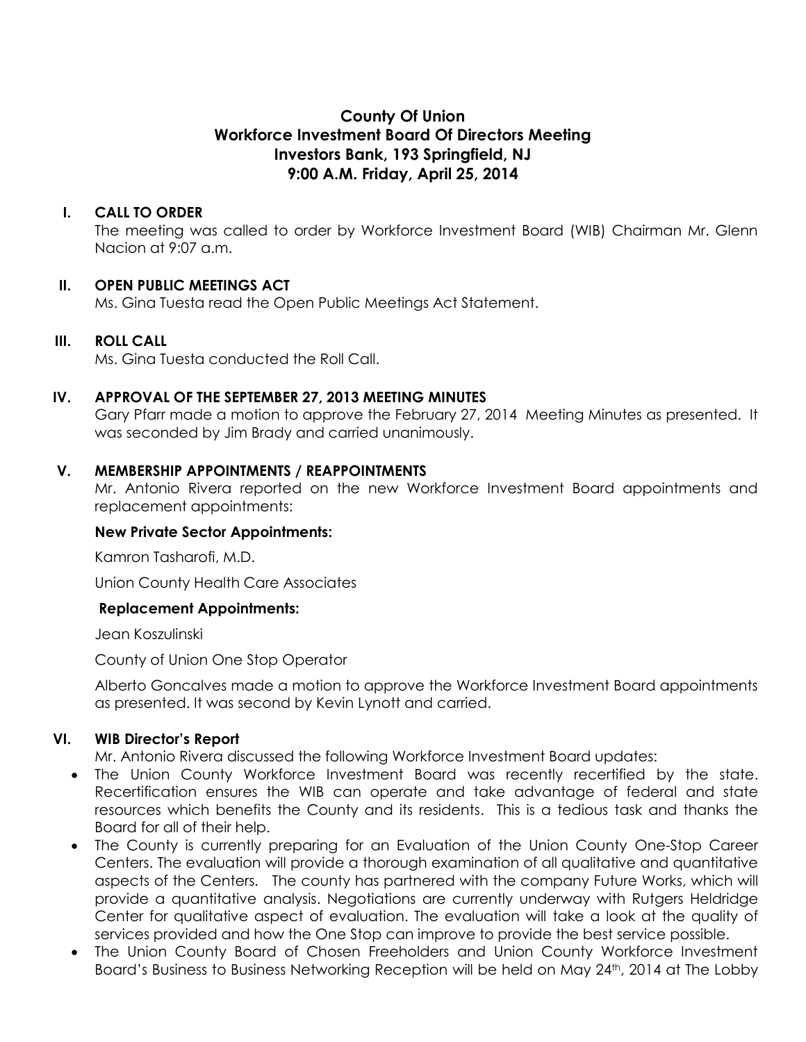# County Of Union
## Workforce Investment Board Of Directors Meeting
## Investors Bank, 193 Springfield, NJ
## 9:00 A.M. Friday, April 25, 2014

**I. CALL TO ORDER**

The meeting was called to order by Workforce Investment Board (WIB) Chairman Mr. Glenn Nacion at 9:07 a.m.

**II. OPEN PUBLIC MEETINGS ACT**

Ms. Gina Tuesta read the Open Public Meetings Act Statement.

**III. ROLL CALL**

Ms. Gina Tuesta conducted the Roll Call.

**IV. APPROVAL OF THE SEPTEMBER 27, 2013 MEETING MINUTES**

Gary Pfarr made a motion to approve the February 27, 2014 Meeting Minutes as presented. It was seconded by Jim Brady and carried unanimously.

**V. MEMBERSHIP APPOINTMENTS / REAPPOINTMENTS**

Mr. Antonio Rivera reported on the new Workforce Investment Board appointments and replacement appointments:

**New Private Sector Appointments:**

Kamron Tasharofi, M.D.

Union County Health Care Associates

**Replacement Appointments:**

Jean Koszulinski

County of Union One Stop Operator

Alberto Goncalves made a motion to approve the Workforce Investment Board appointments as presented. It was second by Kevin Lynott and carried.

**VI. WIB Director's Report**

Mr. Antonio Rivera discussed the following Workforce Investment Board updates:

- The Union County Workforce Investment Board was recently recertified by the state. Recertification ensures the WIB can operate and take advantage of federal and state resources which benefits the County and its residents. This is a tedious task and thanks the Board for all of their help.
- The County is currently preparing for an Evaluation of the Union County One-Stop Career Centers. The evaluation will provide a thorough examination of all qualitative and quantitative aspects of the Centers. The county has partnered with the company Future Works, which will provide a quantitative analysis. Negotiations are currently underway with Rutgers Heldridge Center for qualitative aspect of evaluation. The evaluation will take a look at the quality of services provided and how the One Stop can improve to provide the best service possible.
- The Union County Board of Chosen Freeholders and Union County Workforce Investment Board's Business to Business Networking Reception will be held on May 24th, 2014 at The Lobby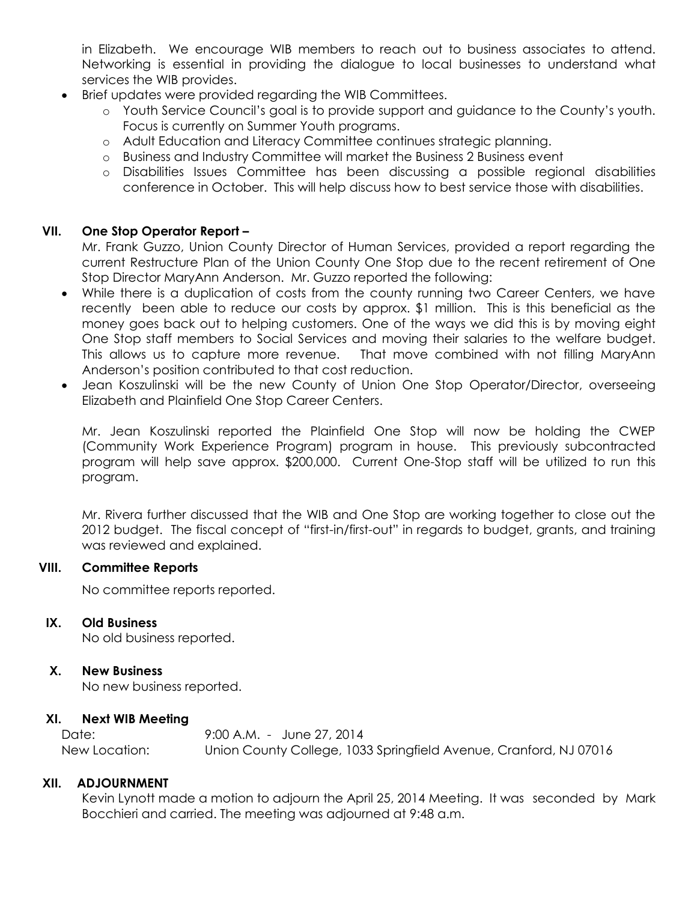in Elizabeth. We encourage WIB members to reach out to business associates to attend. Networking is essential in providing the dialogue to local businesses to understand what services the WIB provides.

- Brief updates were provided regarding the WIB Committees.
  - Youth Service Council's goal is to provide support and guidance to the County's youth. Focus is currently on Summer Youth programs.
  - Adult Education and Literacy Committee continues strategic planning.
  - Business and Industry Committee will market the Business 2 Business event
  - Disabilities Issues Committee has been discussing a possible regional disabilities conference in October. This will help discuss how to best service those with disabilities.

## VII. One Stop Operator Report –

Mr. Frank Guzzo, Union County Director of Human Services, provided a report regarding the current Restructure Plan of the Union County One Stop due to the recent retirement of One Stop Director MaryAnn Anderson. Mr. Guzzo reported the following:

- While there is a duplication of costs from the county running two Career Centers, we have recently been able to reduce our costs by approx. $1 million. This is this beneficial as the money goes back out to helping customers. One of the ways we did this is by moving eight One Stop staff members to Social Services and moving their salaries to the welfare budget. This allows us to capture more revenue. That move combined with not filling MaryAnn Anderson's position contributed to that cost reduction.
- Jean Koszulinski will be the new County of Union One Stop Operator/Director, overseeing Elizabeth and Plainfield One Stop Career Centers.

Mr. Jean Koszulinski reported the Plainfield One Stop will now be holding the CWEP (Community Work Experience Program) program in house. This previously subcontracted program will help save approx. $200,000. Current One-Stop staff will be utilized to run this program.

Mr. Rivera further discussed that the WIB and One Stop are working together to close out the 2012 budget. The fiscal concept of "first-in/first-out" in regards to budget, grants, and training was reviewed and explained.

## VIII. Committee Reports

No committee reports reported.

## IX. Old Business

No old business reported.

## X. New Business

No new business reported.

## XI. Next WIB Meeting

Date: 9:00 A.M. - June 27, 2014

New Location: Union County College, 1033 Springfield Avenue, Cranford, NJ 07016

## XII. ADJOURNMENT

Kevin Lynott made a motion to adjourn the April 25, 2014 Meeting. It was seconded by Mark Bocchieri and carried. The meeting was adjourned at 9:48 a.m.